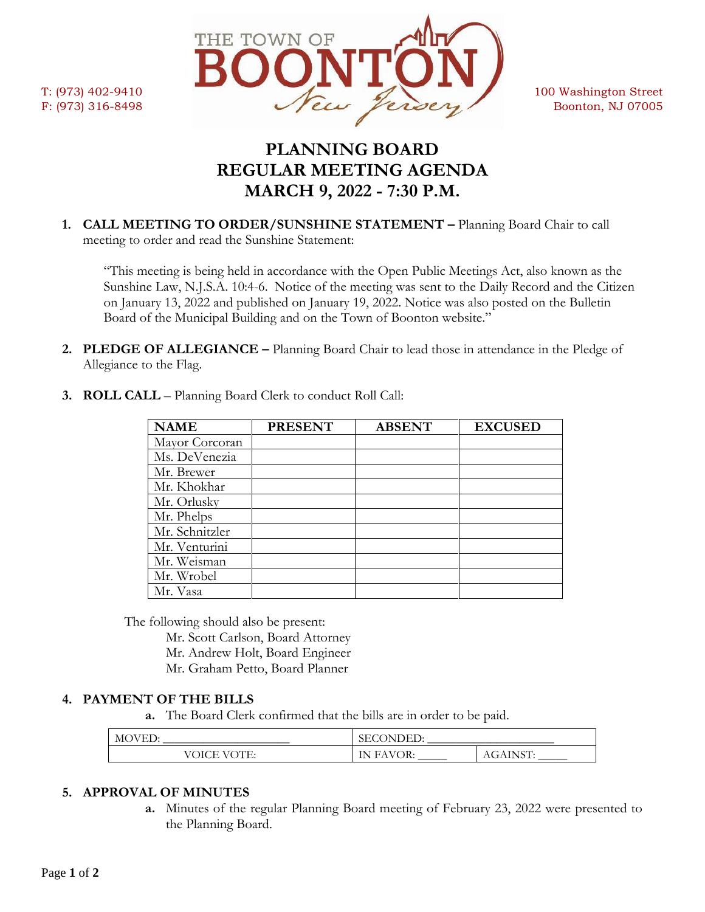T: (973) 402-9410
F: (973) 316-8498

THE TOWN OF BOONTON New Jersey

100 Washington Street
Boonton, NJ 07005

# PLANNING BOARD
# REGULAR MEETING AGENDA
# MARCH 9, 2022 - 7:30 P.M.

1. **CALL MEETING TO ORDER/SUNSHINE STATEMENT –** Planning Board Chair to call meeting to order and read the Sunshine Statement:

   "This meeting is being held in accordance with the Open Public Meetings Act, also known as the Sunshine Law, N.J.S.A. 10:4-6. Notice of the meeting was sent to the Daily Record and the Citizen on January 13, 2022 and published on January 19, 2022. Notice was also posted on the Bulletin Board of the Municipal Building and on the Town of Boonton website."

2. **PLEDGE OF ALLEGIANCE –** Planning Board Chair to lead those in attendance in the Pledge of Allegiance to the Flag.

3. **ROLL CALL** – Planning Board Clerk to conduct Roll Call:

| NAME | PRESENT | ABSENT | EXCUSED |
|---|---|---|---|
| Mayor Corcoran | | | |
| Ms. DeVenezia | | | |
| Mr. Brewer | | | |
| Mr. Khokhar | | | |
| Mr. Orlusky | | | |
| Mr. Phelps | | | |
| Mr. Schnitzler | | | |
| Mr. Venturini | | | |
| Mr. Weisman | | | |
| Mr. Wrobel | | | |
| Mr. Vasa | | | |

   The following should also be present:
   Mr. Scott Carlson, Board Attorney
   Mr. Andrew Holt, Board Engineer
   Mr. Graham Petto, Board Planner

4. **PAYMENT OF THE BILLS**
   a. The Board Clerk confirmed that the bills are in order to be paid.

| MOVED: ____________________ | SECONDED: ____________________ | |
|---|---|---|
| VOICE VOTE: | IN FAVOR: _____ | AGAINST: _____ |

5. **APPROVAL OF MINUTES**
   a. Minutes of the regular Planning Board meeting of February 23, 2022 were presented to the Planning Board.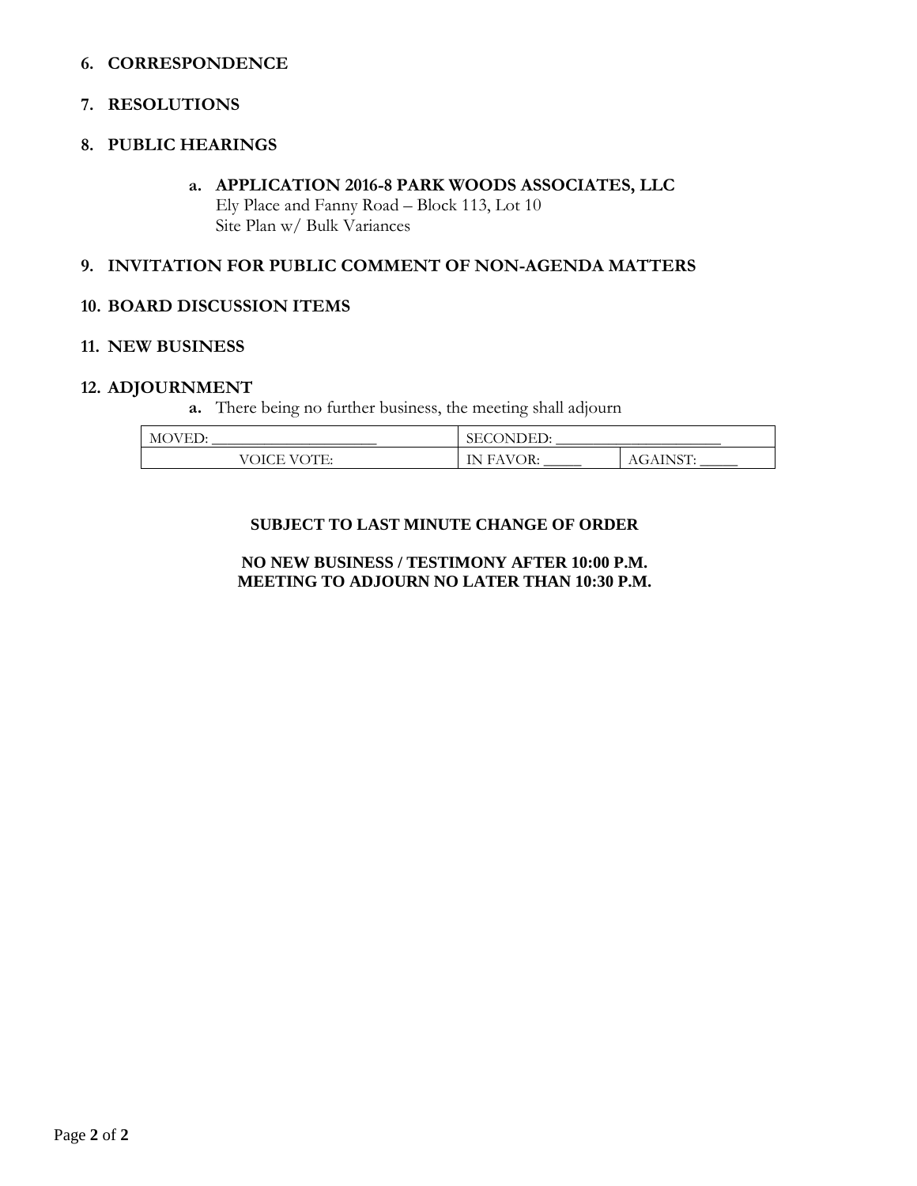6. **CORRESPONDENCE**

7. **RESOLUTIONS**

8. **PUBLIC HEARINGS**

   a. **APPLICATION 2016-8 PARK WOODS ASSOCIATES, LLC**
   Ely Place and Fanny Road – Block 113, Lot 10
   Site Plan w/ Bulk Variances

9. **INVITATION FOR PUBLIC COMMENT OF NON-AGENDA MATTERS**

10. **BOARD DISCUSSION ITEMS**

11. **NEW BUSINESS**

12. **ADJOURNMENT**

   a. There being no further business, the meeting shall adjourn

| | | |
|---|---|---|
| MOVED: ____________________ | SECONDED: ____________________ | |
| VOICE VOTE: | IN FAVOR: _____ | AGAINST: _____ |

**SUBJECT TO LAST MINUTE CHANGE OF ORDER**

**NO NEW BUSINESS / TESTIMONY AFTER 10:00 P.M.**
**MEETING TO ADJOURN NO LATER THAN 10:30 P.M.**